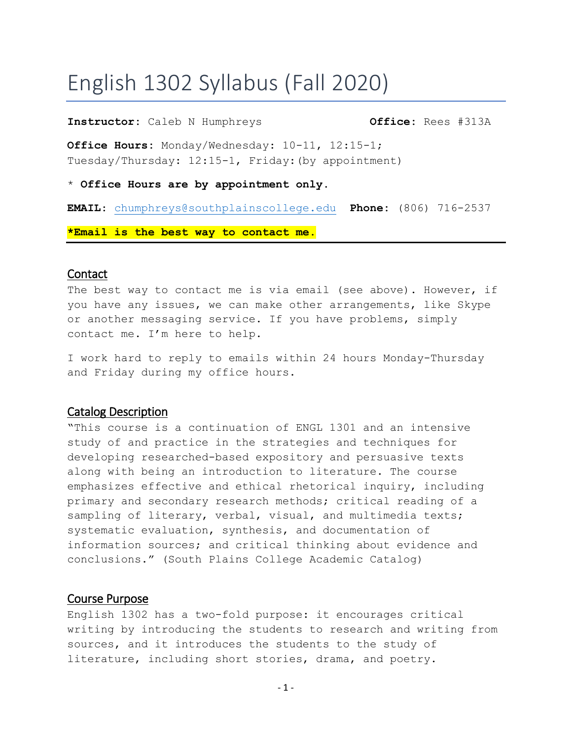# English 1302 Syllabus (Fall 2020)

**Instructor:** Caleb N Humphreys **Office:** Rees #313A

**Office Hours:** Monday/Wednesday: 10-11, 12:15-1; Tuesday/Thursday: 12:15-1, Friday:(by appointment)

* **Office Hours are by appointment only.**

**EMAIL:** chumphreys@southplainscollege.edu **Phone:** (806) 716-2537

***Email is the best way to contact me.**

---

## Contact

The best way to contact me is via email (see above). However, if you have any issues, we can make other arrangements, like Skype or another messaging service. If you have problems, simply contact me. I'm here to help.

I work hard to reply to emails within 24 hours Monday-Thursday and Friday during my office hours.

## Catalog Description

"This course is a continuation of ENGL 1301 and an intensive study of and practice in the strategies and techniques for developing researched-based expository and persuasive texts along with being an introduction to literature. The course emphasizes effective and ethical rhetorical inquiry, including primary and secondary research methods; critical reading of a sampling of literary, verbal, visual, and multimedia texts; systematic evaluation, synthesis, and documentation of information sources; and critical thinking about evidence and conclusions." (South Plains College Academic Catalog)

## Course Purpose

English 1302 has a two-fold purpose: it encourages critical writing by introducing the students to research and writing from sources, and it introduces the students to the study of literature, including short stories, drama, and poetry.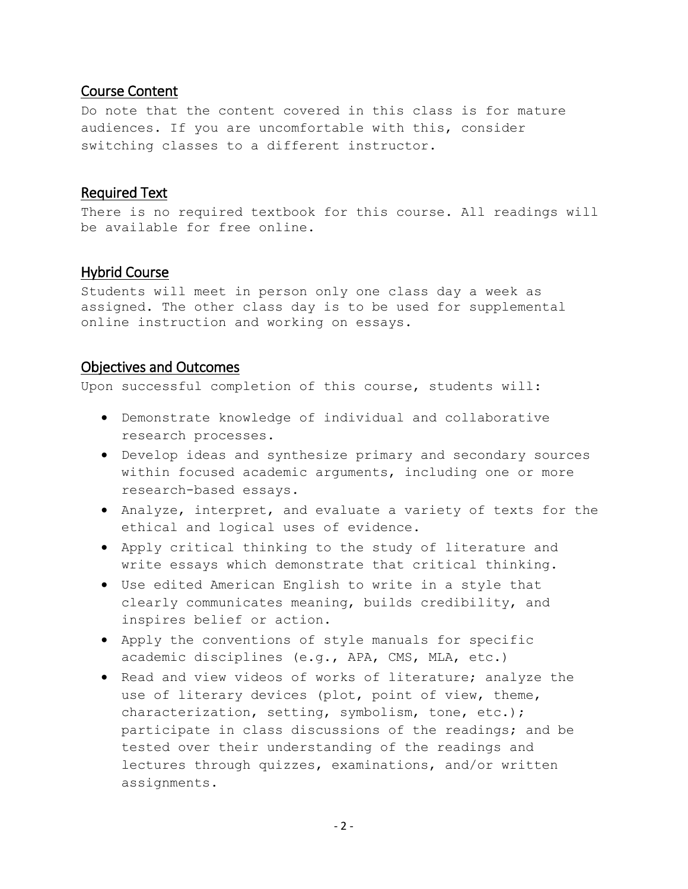## Course Content

Do note that the content covered in this class is for mature audiences. If you are uncomfortable with this, consider switching classes to a different instructor.

## Required Text

There is no required textbook for this course. All readings will be available for free online.

## Hybrid Course

Students will meet in person only one class day a week as assigned. The other class day is to be used for supplemental online instruction and working on essays.

## Objectives and Outcomes

Upon successful completion of this course, students will:

- Demonstrate knowledge of individual and collaborative research processes.
- Develop ideas and synthesize primary and secondary sources within focused academic arguments, including one or more research-based essays.
- Analyze, interpret, and evaluate a variety of texts for the ethical and logical uses of evidence.
- Apply critical thinking to the study of literature and write essays which demonstrate that critical thinking.
- Use edited American English to write in a style that clearly communicates meaning, builds credibility, and inspires belief or action.
- Apply the conventions of style manuals for specific academic disciplines (e.g., APA, CMS, MLA, etc.)
- Read and view videos of works of literature; analyze the use of literary devices (plot, point of view, theme, characterization, setting, symbolism, tone, etc.); participate in class discussions of the readings; and be tested over their understanding of the readings and lectures through quizzes, examinations, and/or written assignments.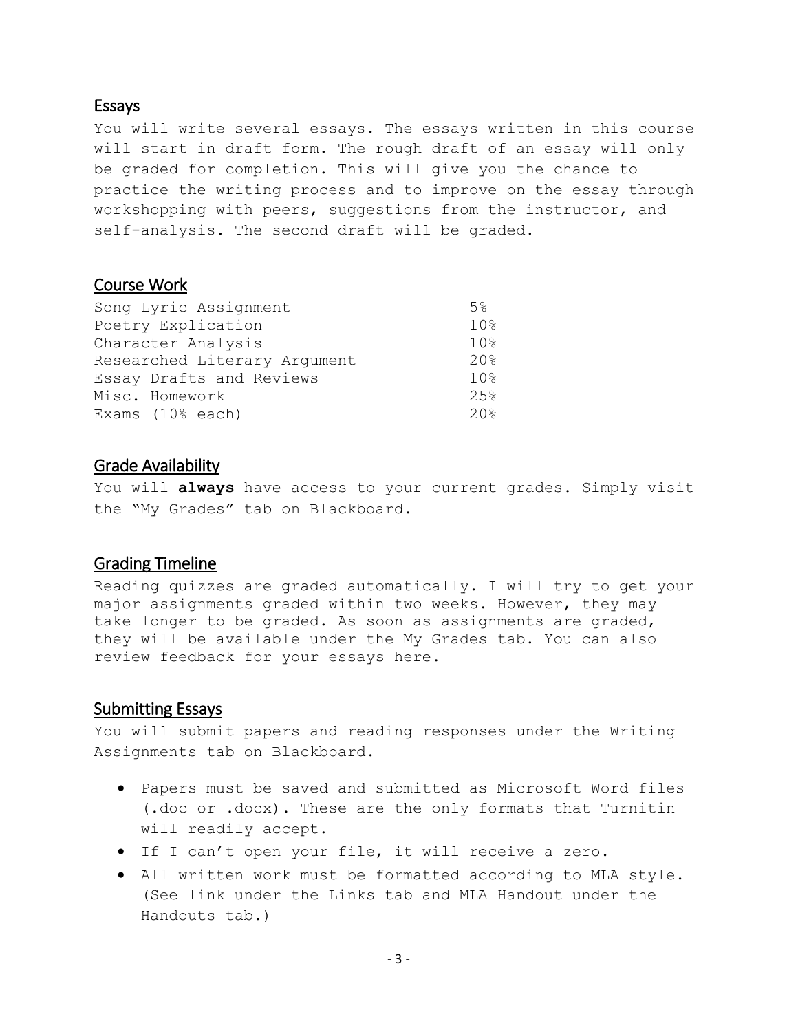## Essays

You will write several essays. The essays written in this course will start in draft form. The rough draft of an essay will only be graded for completion. This will give you the chance to practice the writing process and to improve on the essay through workshopping with peers, suggestions from the instructor, and self-analysis. The second draft will be graded.

## Course Work

| Assignment | Weight |
|---|---|
| Song Lyric Assignment | 5% |
| Poetry Explication | 10% |
| Character Analysis | 10% |
| Researched Literary Argument | 20% |
| Essay Drafts and Reviews | 10% |
| Misc. Homework | 25% |
| Exams (10% each) | 20% |

## Grade Availability

You will **always** have access to your current grades. Simply visit the "My Grades" tab on Blackboard.

## Grading Timeline

Reading quizzes are graded automatically. I will try to get your major assignments graded within two weeks. However, they may take longer to be graded. As soon as assignments are graded, they will be available under the My Grades tab. You can also review feedback for your essays here.

## Submitting Essays

You will submit papers and reading responses under the Writing Assignments tab on Blackboard.

- Papers must be saved and submitted as Microsoft Word files (.doc or .docx). These are the only formats that Turnitin will readily accept.
- If I can't open your file, it will receive a zero.
- All written work must be formatted according to MLA style. (See link under the Links tab and MLA Handout under the Handouts tab.)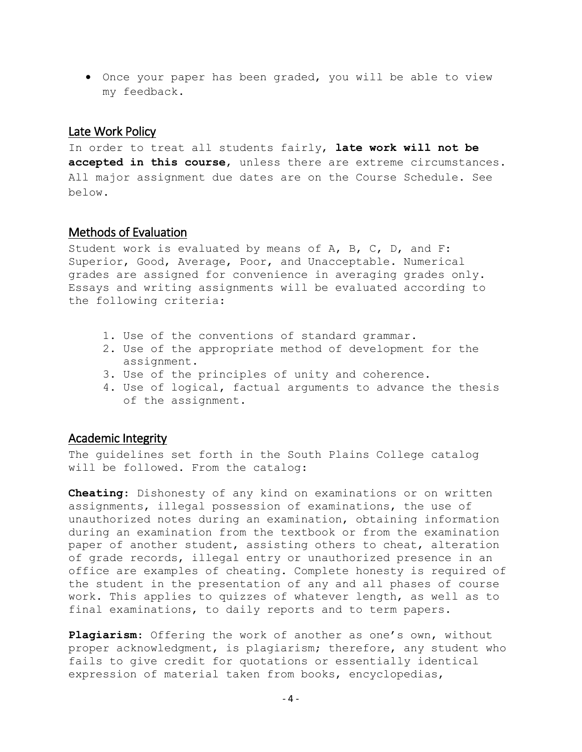- Once your paper has been graded, you will be able to view my feedback.

## Late Work Policy

In order to treat all students fairly, **late work will not be accepted in this course**, unless there are extreme circumstances. All major assignment due dates are on the Course Schedule. See below.

## Methods of Evaluation

Student work is evaluated by means of A, B, C, D, and F: Superior, Good, Average, Poor, and Unacceptable. Numerical grades are assigned for convenience in averaging grades only. Essays and writing assignments will be evaluated according to the following criteria:

1. Use of the conventions of standard grammar.
2. Use of the appropriate method of development for the assignment.
3. Use of the principles of unity and coherence.
4. Use of logical, factual arguments to advance the thesis of the assignment.

## Academic Integrity

The guidelines set forth in the South Plains College catalog will be followed. From the catalog:

**Cheating**: Dishonesty of any kind on examinations or on written assignments, illegal possession of examinations, the use of unauthorized notes during an examination, obtaining information during an examination from the textbook or from the examination paper of another student, assisting others to cheat, alteration of grade records, illegal entry or unauthorized presence in an office are examples of cheating. Complete honesty is required of the student in the presentation of any and all phases of course work. This applies to quizzes of whatever length, as well as to final examinations, to daily reports and to term papers.

**Plagiarism**: Offering the work of another as one's own, without proper acknowledgment, is plagiarism; therefore, any student who fails to give credit for quotations or essentially identical expression of material taken from books, encyclopedias,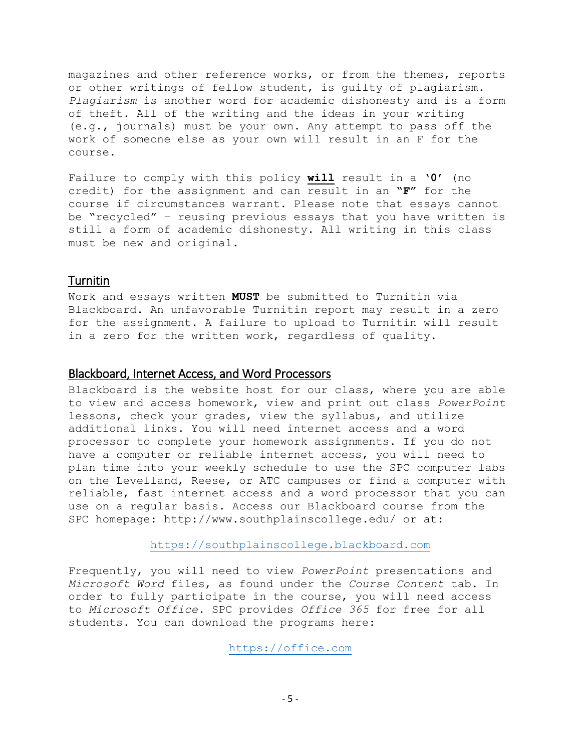magazines and other reference works, or from the themes, reports or other writings of fellow student, is guilty of plagiarism. *Plagiarism* is another word for academic dishonesty and is a form of theft. All of the writing and the ideas in your writing (e.g., journals) must be your own. Any attempt to pass off the work of someone else as your own will result in an F for the course.

Failure to comply with this policy ***will*** result in a **'0'** (no credit) for the assignment and can result in an **"F"** for the course if circumstances warrant. Please note that essays cannot be "recycled" – reusing previous essays that you have written is still a form of academic dishonesty. All writing in this class must be new and original.

## Turnitin

Work and essays written **MUST** be submitted to Turnitin via Blackboard. An unfavorable Turnitin report may result in a zero for the assignment. A failure to upload to Turnitin will result in a zero for the written work, regardless of quality.

## Blackboard, Internet Access, and Word Processors

Blackboard is the website host for our class, where you are able to view and access homework, view and print out class *PowerPoint* lessons, check your grades, view the syllabus, and utilize additional links. You will need internet access and a word processor to complete your homework assignments. If you do not have a computer or reliable internet access, you will need to plan time into your weekly schedule to use the SPC computer labs on the Levelland, Reese, or ATC campuses or find a computer with reliable, fast internet access and a word processor that you can use on a regular basis. Access our Blackboard course from the SPC homepage: http://www.southplainscollege.edu/ or at:

https://southplainscollege.blackboard.com

Frequently, you will need to view *PowerPoint* presentations and *Microsoft Word* files, as found under the *Course Content* tab. In order to fully participate in the course, you will need access to *Microsoft Office.* SPC provides *Office 365* for free for all students. You can download the programs here:

https://office.com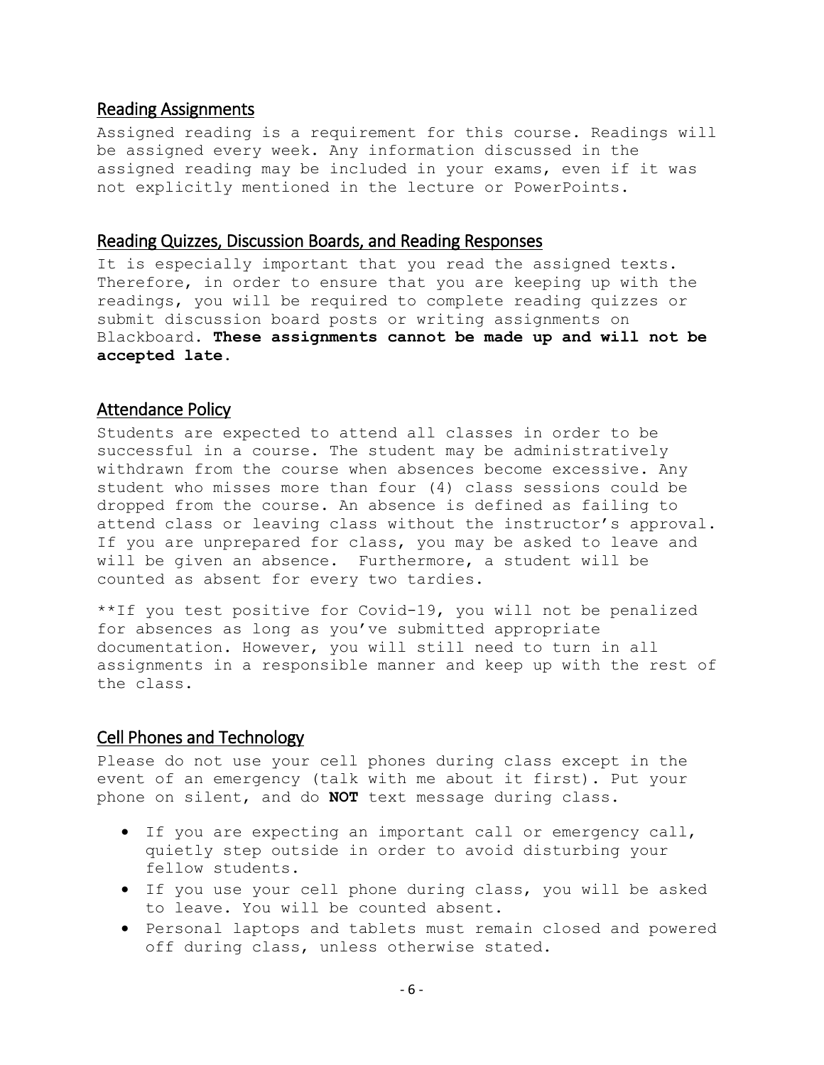## Reading Assignments

Assigned reading is a requirement for this course. Readings will be assigned every week. Any information discussed in the assigned reading may be included in your exams, even if it was not explicitly mentioned in the lecture or PowerPoints.

## Reading Quizzes, Discussion Boards, and Reading Responses

It is especially important that you read the assigned texts. Therefore, in order to ensure that you are keeping up with the readings, you will be required to complete reading quizzes or submit discussion board posts or writing assignments on Blackboard. **These assignments cannot be made up and will not be accepted late.**

## Attendance Policy

Students are expected to attend all classes in order to be successful in a course. The student may be administratively withdrawn from the course when absences become excessive. Any student who misses more than four (4) class sessions could be dropped from the course. An absence is defined as failing to attend class or leaving class without the instructor's approval. If you are unprepared for class, you may be asked to leave and will be given an absence. Furthermore, a student will be counted as absent for every two tardies.

**If you test positive for Covid-19, you will not be penalized for absences as long as you've submitted appropriate documentation. However, you will still need to turn in all assignments in a responsible manner and keep up with the rest of the class.

## Cell Phones and Technology

Please do not use your cell phones during class except in the event of an emergency (talk with me about it first). Put your phone on silent, and do **NOT** text message during class.

- If you are expecting an important call or emergency call, quietly step outside in order to avoid disturbing your fellow students.
- If you use your cell phone during class, you will be asked to leave. You will be counted absent.
- Personal laptops and tablets must remain closed and powered off during class, unless otherwise stated.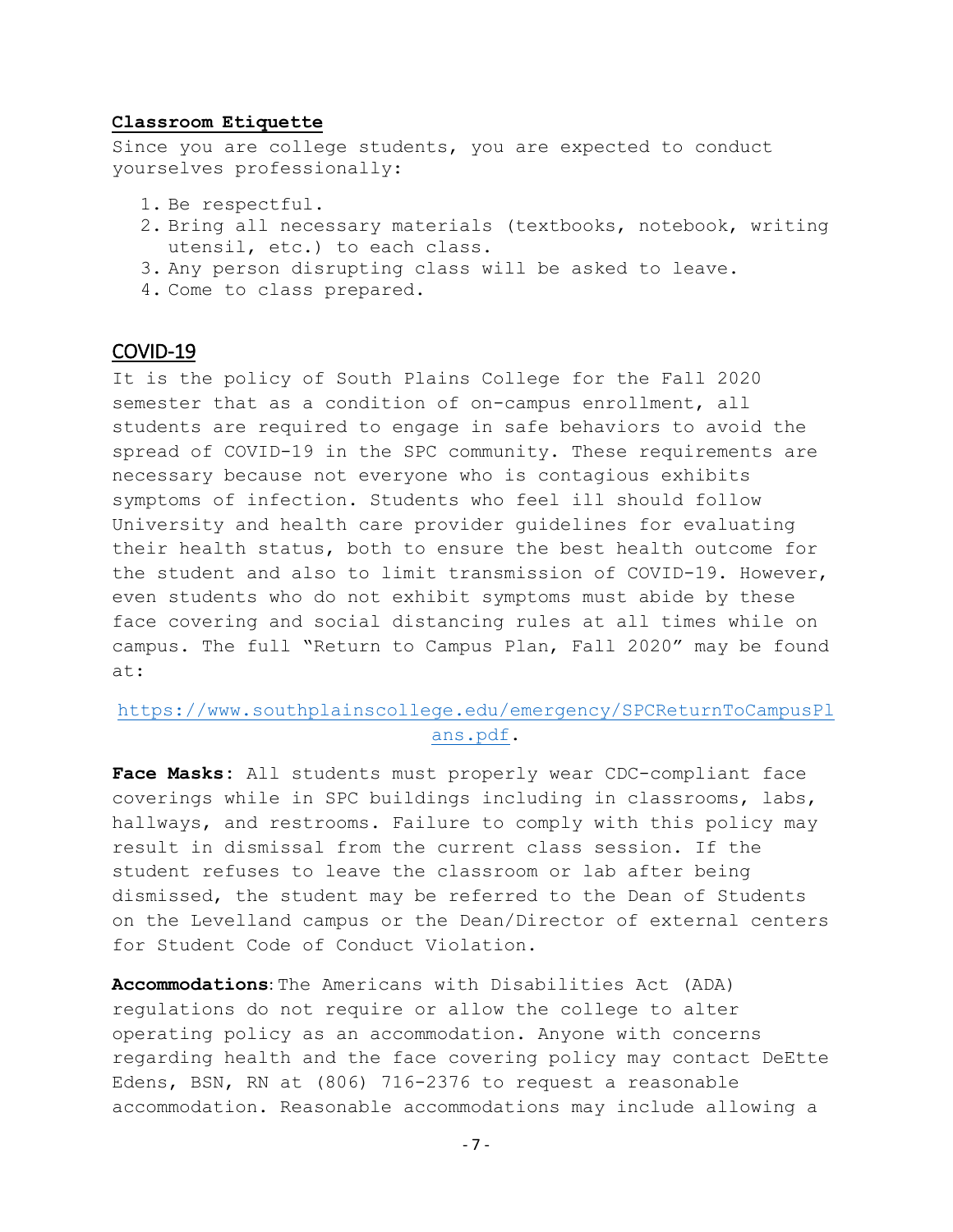**Classroom Etiquette**

Since you are college students, you are expected to conduct yourselves professionally:

1. Be respectful.
2. Bring all necessary materials (textbooks, notebook, writing utensil, etc.) to each class.
3. Any person disrupting class will be asked to leave.
4. Come to class prepared.

## COVID-19

It is the policy of South Plains College for the Fall 2020 semester that as a condition of on-campus enrollment, all students are required to engage in safe behaviors to avoid the spread of COVID-19 in the SPC community. These requirements are necessary because not everyone who is contagious exhibits symptoms of infection. Students who feel ill should follow University and health care provider guidelines for evaluating their health status, both to ensure the best health outcome for the student and also to limit transmission of COVID-19. However, even students who do not exhibit symptoms must abide by these face covering and social distancing rules at all times while on campus. The full "Return to Campus Plan, Fall 2020" may be found at:

https://www.southplainscollege.edu/emergency/SPCReturnToCampusPlans.pdf.

**Face Masks:** All students must properly wear CDC-compliant face coverings while in SPC buildings including in classrooms, labs, hallways, and restrooms. Failure to comply with this policy may result in dismissal from the current class session. If the student refuses to leave the classroom or lab after being dismissed, the student may be referred to the Dean of Students on the Levelland campus or the Dean/Director of external centers for Student Code of Conduct Violation.

**Accommodations**: The Americans with Disabilities Act (ADA) regulations do not require or allow the college to alter operating policy as an accommodation. Anyone with concerns regarding health and the face covering policy may contact DeEtte Edens, BSN, RN at (806) 716-2376 to request a reasonable accommodation. Reasonable accommodations may include allowing a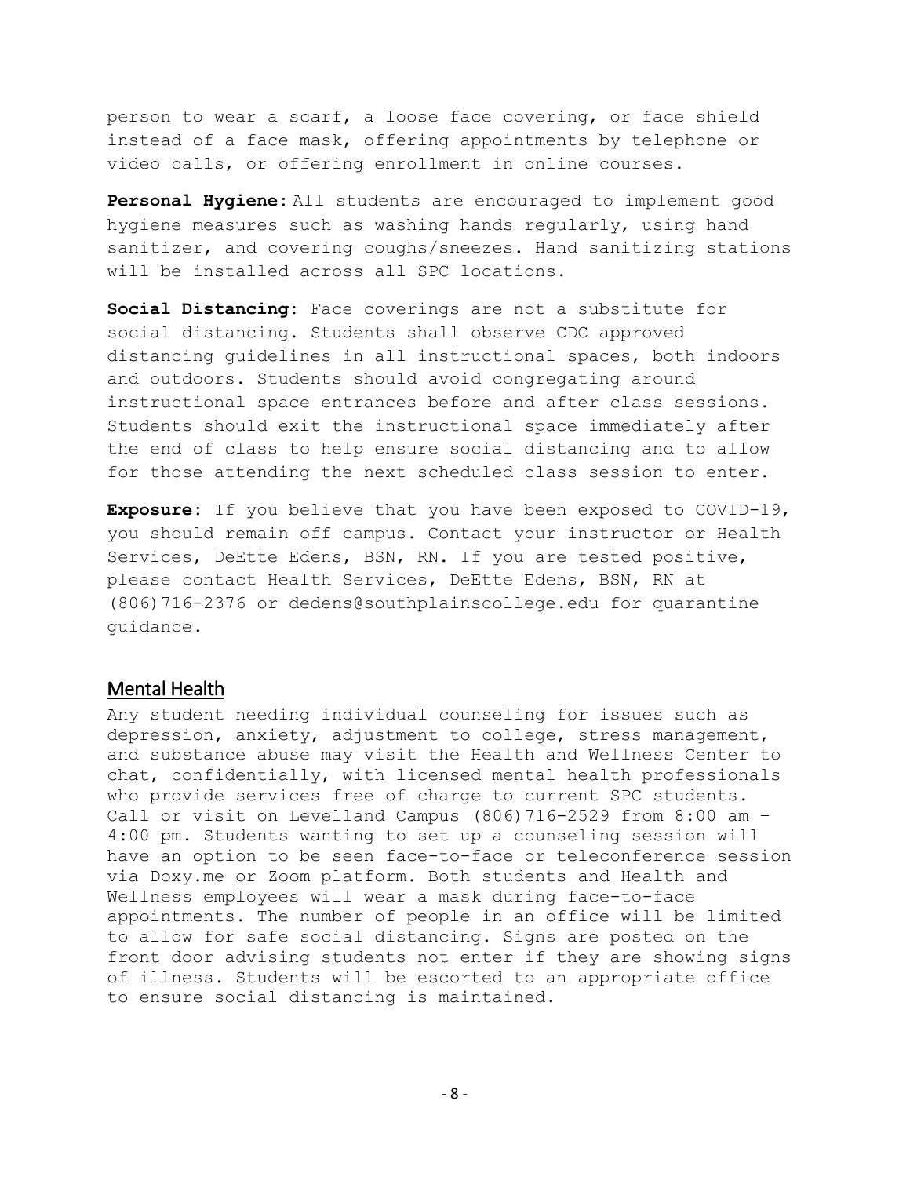person to wear a scarf, a loose face covering, or face shield instead of a face mask, offering appointments by telephone or video calls, or offering enrollment in online courses.

**Personal Hygiene:** All students are encouraged to implement good hygiene measures such as washing hands regularly, using hand sanitizer, and covering coughs/sneezes. Hand sanitizing stations will be installed across all SPC locations.

**Social Distancing:** Face coverings are not a substitute for social distancing. Students shall observe CDC approved distancing guidelines in all instructional spaces, both indoors and outdoors. Students should avoid congregating around instructional space entrances before and after class sessions. Students should exit the instructional space immediately after the end of class to help ensure social distancing and to allow for those attending the next scheduled class session to enter.

**Exposure:** If you believe that you have been exposed to COVID-19, you should remain off campus. Contact your instructor or Health Services, DeEtte Edens, BSN, RN. If you are tested positive, please contact Health Services, DeEtte Edens, BSN, RN at (806)716-2376 or dedens@southplainscollege.edu for quarantine guidance.

## Mental Health

Any student needing individual counseling for issues such as depression, anxiety, adjustment to college, stress management, and substance abuse may visit the Health and Wellness Center to chat, confidentially, with licensed mental health professionals who provide services free of charge to current SPC students. Call or visit on Levelland Campus (806)716-2529 from 8:00 am – 4:00 pm. Students wanting to set up a counseling session will have an option to be seen face-to-face or teleconference session via Doxy.me or Zoom platform. Both students and Health and Wellness employees will wear a mask during face-to-face appointments. The number of people in an office will be limited to allow for safe social distancing. Signs are posted on the front door advising students not enter if they are showing signs of illness. Students will be escorted to an appropriate office to ensure social distancing is maintained.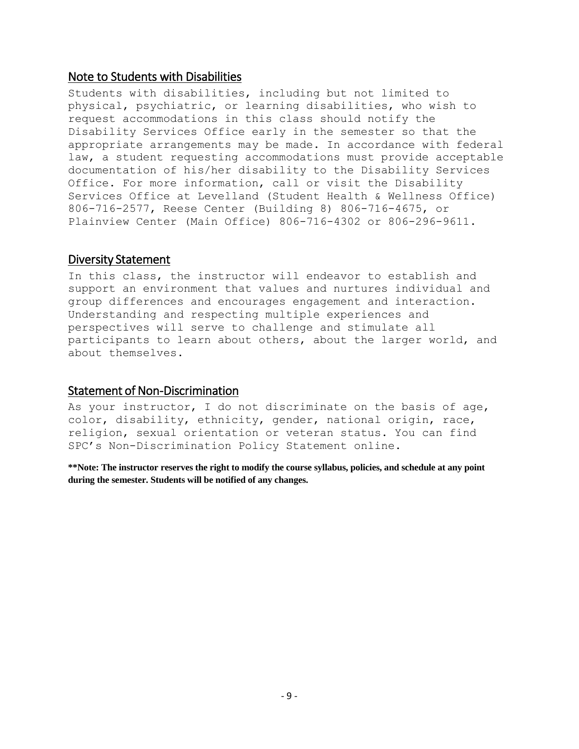## Note to Students with Disabilities

Students with disabilities, including but not limited to physical, psychiatric, or learning disabilities, who wish to request accommodations in this class should notify the Disability Services Office early in the semester so that the appropriate arrangements may be made. In accordance with federal law, a student requesting accommodations must provide acceptable documentation of his/her disability to the Disability Services Office. For more information, call or visit the Disability Services Office at Levelland (Student Health & Wellness Office) 806-716-2577, Reese Center (Building 8) 806-716-4675, or Plainview Center (Main Office) 806-716-4302 or 806-296-9611.

## Diversity Statement

In this class, the instructor will endeavor to establish and support an environment that values and nurtures individual and group differences and encourages engagement and interaction. Understanding and respecting multiple experiences and perspectives will serve to challenge and stimulate all participants to learn about others, about the larger world, and about themselves.

## Statement of Non-Discrimination

As your instructor, I do not discriminate on the basis of age, color, disability, ethnicity, gender, national origin, race, religion, sexual orientation or veteran status. You can find SPC's Non-Discrimination Policy Statement online.

**\*\*Note: The instructor reserves the right to modify the course syllabus, policies, and schedule at any point during the semester. Students will be notified of any changes.**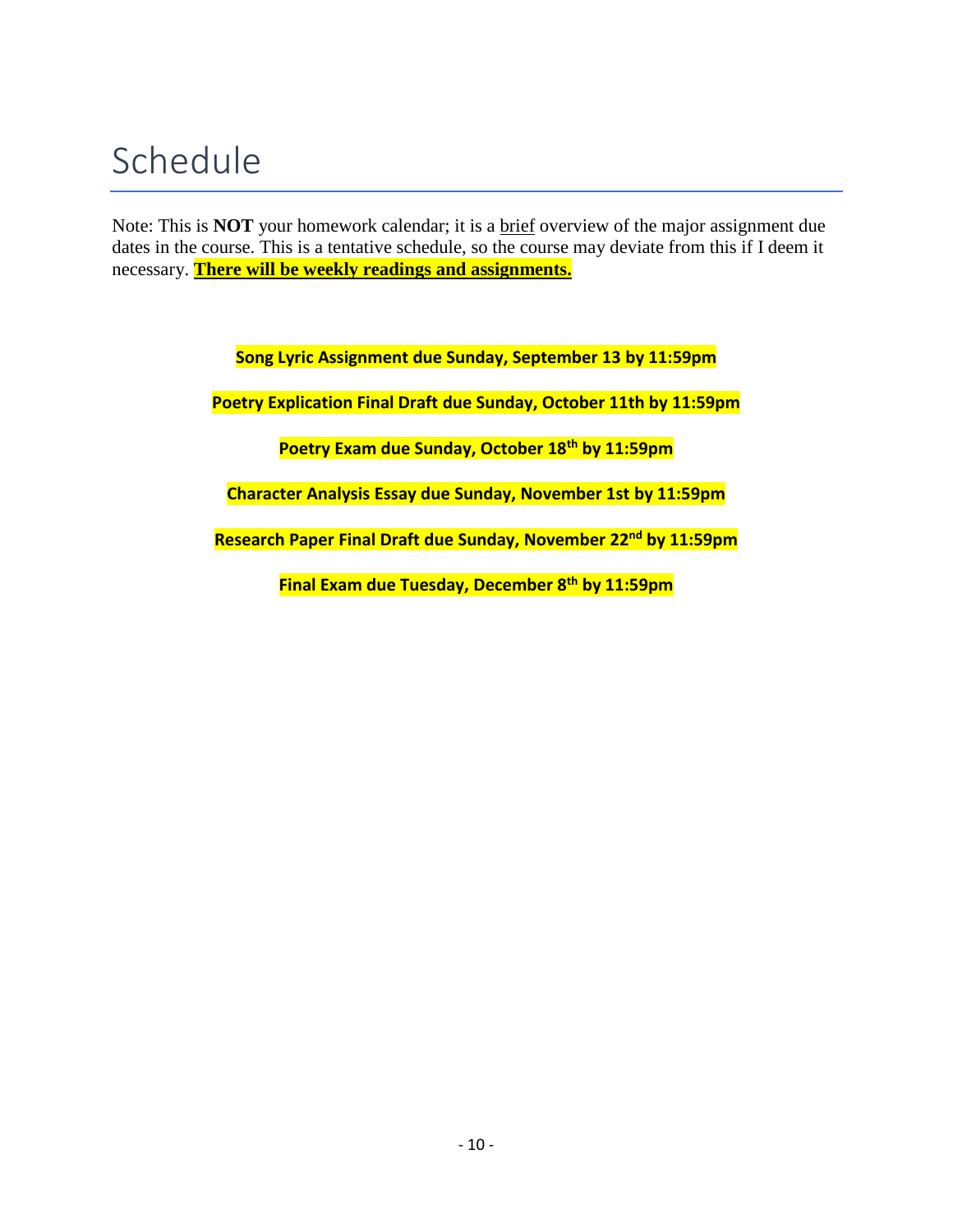# Schedule

Note: This is **NOT** your homework calendar; it is a brief overview of the major assignment due dates in the course. This is a tentative schedule, so the course may deviate from this if I deem it necessary. **There will be weekly readings and assignments.**

**Song Lyric Assignment due Sunday, September 13 by 11:59pm**

**Poetry Explication Final Draft due Sunday, October 11th by 11:59pm**

**Poetry Exam due Sunday, October 18th by 11:59pm**

**Character Analysis Essay due Sunday, November 1st by 11:59pm**

**Research Paper Final Draft due Sunday, November 22nd by 11:59pm**

**Final Exam due Tuesday, December 8th by 11:59pm**